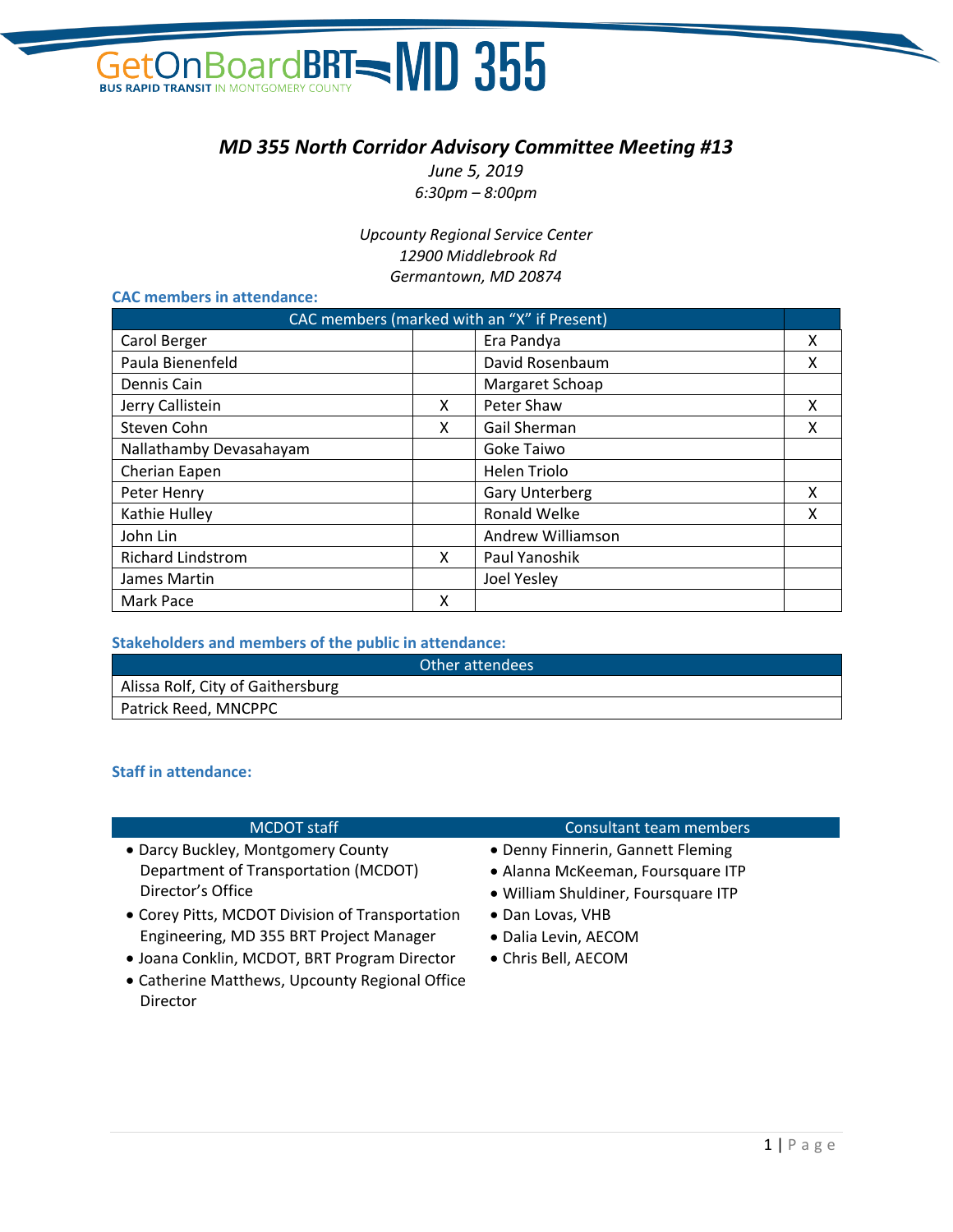GetOnBoardBRT MD 355

BUS RAPID TRANSIT IN MONTGOMERY COUNTY

# MD 355 North Corridor Advisory Committee Meeting #13

*June 5, 2019*
*6:30pm – 8:00pm*

*Upcounty Regional Service Center*
*12900 Middlebrook Rd*
*Germantown, MD 20874*

### CAC members in attendance:

| CAC members (marked with an "X" if Present) | | | |
|---|---|---|---|
| Carol Berger | | Era Pandya | X |
| Paula Bienenfeld | | David Rosenbaum | X |
| Dennis Cain | | Margaret Schoap | |
| Jerry Callistein | X | Peter Shaw | X |
| Steven Cohn | X | Gail Sherman | X |
| Nallathamby Devasahayam | | Goke Taiwo | |
| Cherian Eapen | | Helen Triolo | |
| Peter Henry | | Gary Unterberg | X |
| Kathie Hulley | | Ronald Welke | X |
| John Lin | | Andrew Williamson | |
| Richard Lindstrom | X | Paul Yanoshik | |
| James Martin | | Joel Yesley | |
| Mark Pace | X | | |

### Stakeholders and members of the public in attendance:

| Other attendees |
|---|
| Alissa Rolf, City of Gaithersburg |
| Patrick Reed, MNCPPC |

### Staff in attendance:

**MCDOT staff**

- Darcy Buckley, Montgomery County Department of Transportation (MCDOT) Director's Office
- Corey Pitts, MCDOT Division of Transportation Engineering, MD 355 BRT Project Manager
- Joana Conklin, MCDOT, BRT Program Director
- Catherine Matthews, Upcounty Regional Office Director

**Consultant team members**

- Denny Finnerin, Gannett Fleming
- Alanna McKeeman, Foursquare ITP
- William Shuldiner, Foursquare ITP
- Dan Lovas, VHB
- Dalia Levin, AECOM
- Chris Bell, AECOM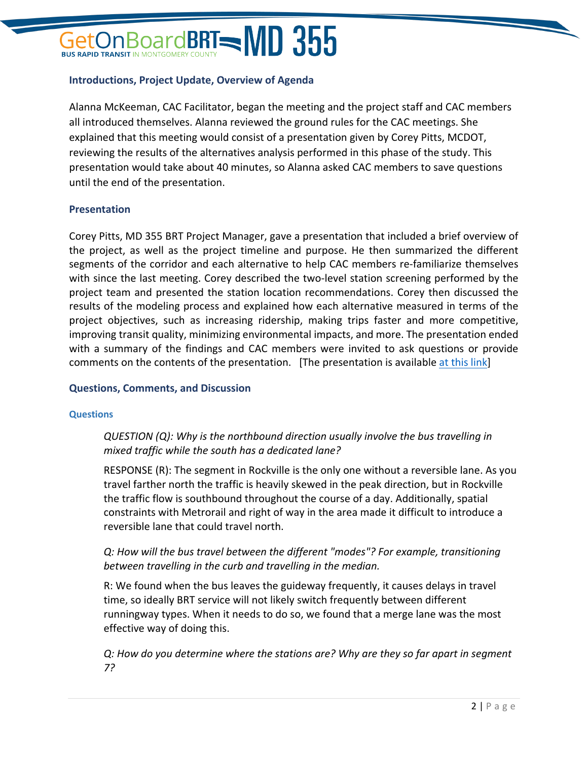### Introductions, Project Update, Overview of Agenda

Alanna McKeeman, CAC Facilitator, began the meeting and the project staff and CAC members all introduced themselves. Alanna reviewed the ground rules for the CAC meetings. She explained that this meeting would consist of a presentation given by Corey Pitts, MCDOT, reviewing the results of the alternatives analysis performed in this phase of the study. This presentation would take about 40 minutes, so Alanna asked CAC members to save questions until the end of the presentation.

### Presentation

Corey Pitts, MD 355 BRT Project Manager, gave a presentation that included a brief overview of the project, as well as the project timeline and purpose. He then summarized the different segments of the corridor and each alternative to help CAC members re-familiarize themselves with since the last meeting. Corey described the two-level station screening performed by the project team and presented the station location recommendations. Corey then discussed the results of the modeling process and explained how each alternative measured in terms of the project objectives, such as increasing ridership, making trips faster and more competitive, improving transit quality, minimizing environmental impacts, and more. The presentation ended with a summary of the findings and CAC members were invited to ask questions or provide comments on the contents of the presentation. [The presentation is available at this link]

### Questions, Comments, and Discussion

#### Questions

*QUESTION (Q): Why is the northbound direction usually involve the bus travelling in mixed traffic while the south has a dedicated lane?*

RESPONSE (R): The segment in Rockville is the only one without a reversible lane. As you travel farther north the traffic is heavily skewed in the peak direction, but in Rockville the traffic flow is southbound throughout the course of a day. Additionally, spatial constraints with Metrorail and right of way in the area made it difficult to introduce a reversible lane that could travel north.

*Q: How will the bus travel between the different "modes"? For example, transitioning between travelling in the curb and travelling in the median.*

R: We found when the bus leaves the guideway frequently, it causes delays in travel time, so ideally BRT service will not likely switch frequently between different runningway types. When it needs to do so, we found that a merge lane was the most effective way of doing this.

*Q: How do you determine where the stations are? Why are they so far apart in segment 7?*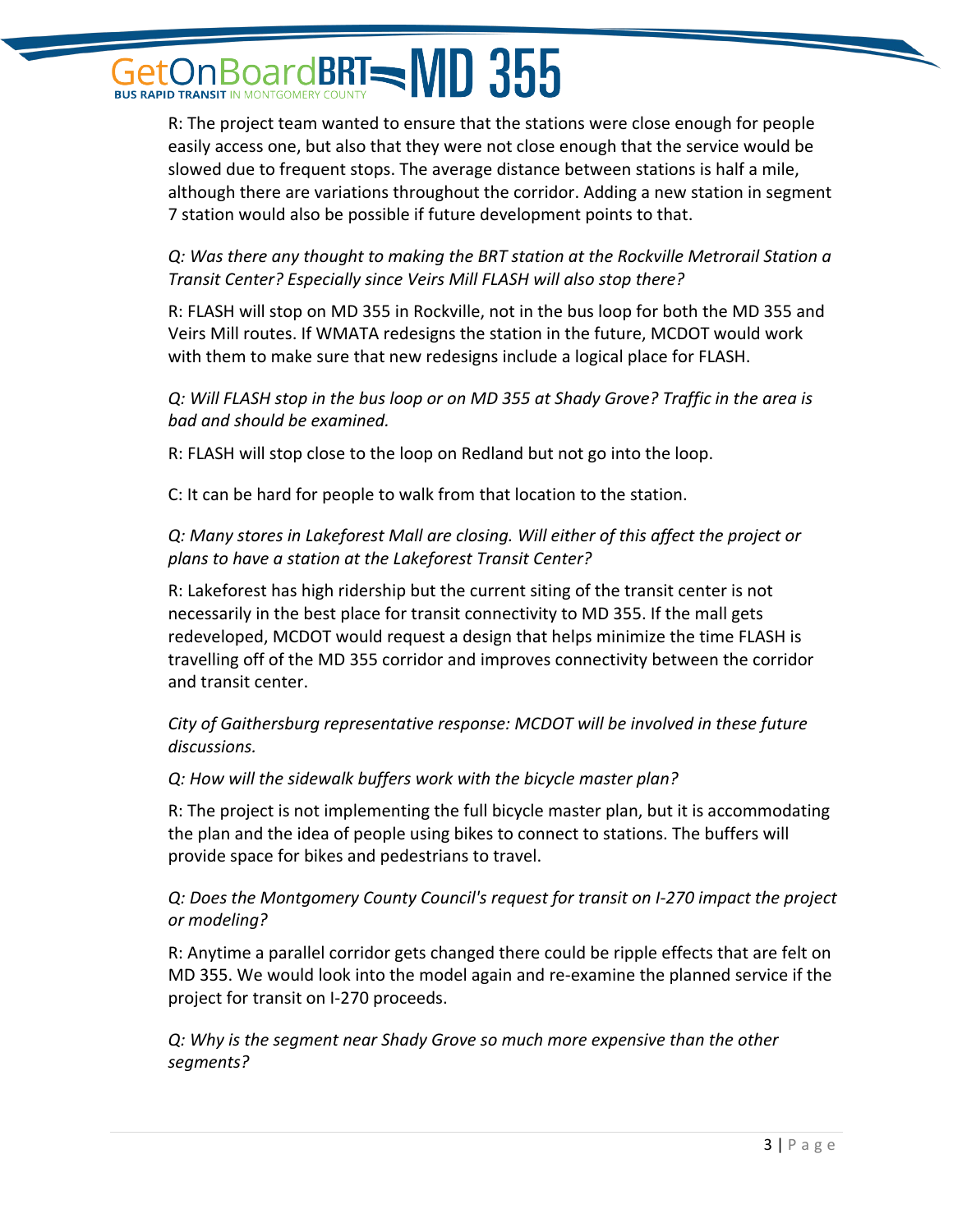R: The project team wanted to ensure that the stations were close enough for people easily access one, but also that they were not close enough that the service would be slowed due to frequent stops. The average distance between stations is half a mile, although there are variations throughout the corridor. Adding a new station in segment 7 station would also be possible if future development points to that.

*Q: Was there any thought to making the BRT station at the Rockville Metrorail Station a Transit Center? Especially since Veirs Mill FLASH will also stop there?*

R: FLASH will stop on MD 355 in Rockville, not in the bus loop for both the MD 355 and Veirs Mill routes. If WMATA redesigns the station in the future, MCDOT would work with them to make sure that new redesigns include a logical place for FLASH.

*Q: Will FLASH stop in the bus loop or on MD 355 at Shady Grove? Traffic in the area is bad and should be examined.*

R: FLASH will stop close to the loop on Redland but not go into the loop.

C: It can be hard for people to walk from that location to the station.

*Q: Many stores in Lakeforest Mall are closing. Will either of this affect the project or plans to have a station at the Lakeforest Transit Center?*

R: Lakeforest has high ridership but the current siting of the transit center is not necessarily in the best place for transit connectivity to MD 355. If the mall gets redeveloped, MCDOT would request a design that helps minimize the time FLASH is travelling off of the MD 355 corridor and improves connectivity between the corridor and transit center.

*City of Gaithersburg representative response: MCDOT will be involved in these future discussions.*

*Q: How will the sidewalk buffers work with the bicycle master plan?*

R: The project is not implementing the full bicycle master plan, but it is accommodating the plan and the idea of people using bikes to connect to stations. The buffers will provide space for bikes and pedestrians to travel.

*Q: Does the Montgomery County Council's request for transit on I-270 impact the project or modeling?*

R: Anytime a parallel corridor gets changed there could be ripple effects that are felt on MD 355. We would look into the model again and re-examine the planned service if the project for transit on I-270 proceeds.

*Q: Why is the segment near Shady Grove so much more expensive than the other segments?*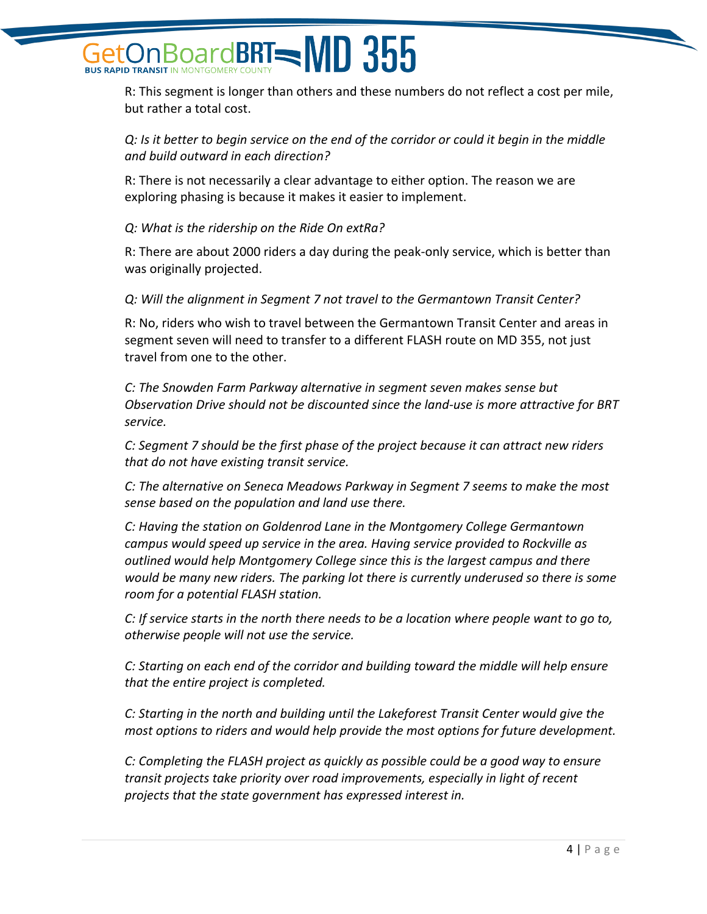R: This segment is longer than others and these numbers do not reflect a cost per mile, but rather a total cost.

*Q: Is it better to begin service on the end of the corridor or could it begin in the middle and build outward in each direction?*

R: There is not necessarily a clear advantage to either option. The reason we are exploring phasing is because it makes it easier to implement.

*Q: What is the ridership on the Ride On extRa?*

R: There are about 2000 riders a day during the peak-only service, which is better than was originally projected.

*Q: Will the alignment in Segment 7 not travel to the Germantown Transit Center?*

R: No, riders who wish to travel between the Germantown Transit Center and areas in segment seven will need to transfer to a different FLASH route on MD 355, not just travel from one to the other.

*C: The Snowden Farm Parkway alternative in segment seven makes sense but Observation Drive should not be discounted since the land-use is more attractive for BRT service.*

*C: Segment 7 should be the first phase of the project because it can attract new riders that do not have existing transit service.*

*C: The alternative on Seneca Meadows Parkway in Segment 7 seems to make the most sense based on the population and land use there.*

*C: Having the station on Goldenrod Lane in the Montgomery College Germantown campus would speed up service in the area. Having service provided to Rockville as outlined would help Montgomery College since this is the largest campus and there would be many new riders. The parking lot there is currently underused so there is some room for a potential FLASH station.*

*C: If service starts in the north there needs to be a location where people want to go to, otherwise people will not use the service.*

*C: Starting on each end of the corridor and building toward the middle will help ensure that the entire project is completed.*

*C: Starting in the north and building until the Lakeforest Transit Center would give the most options to riders and would help provide the most options for future development.*

*C: Completing the FLASH project as quickly as possible could be a good way to ensure transit projects take priority over road improvements, especially in light of recent projects that the state government has expressed interest in.*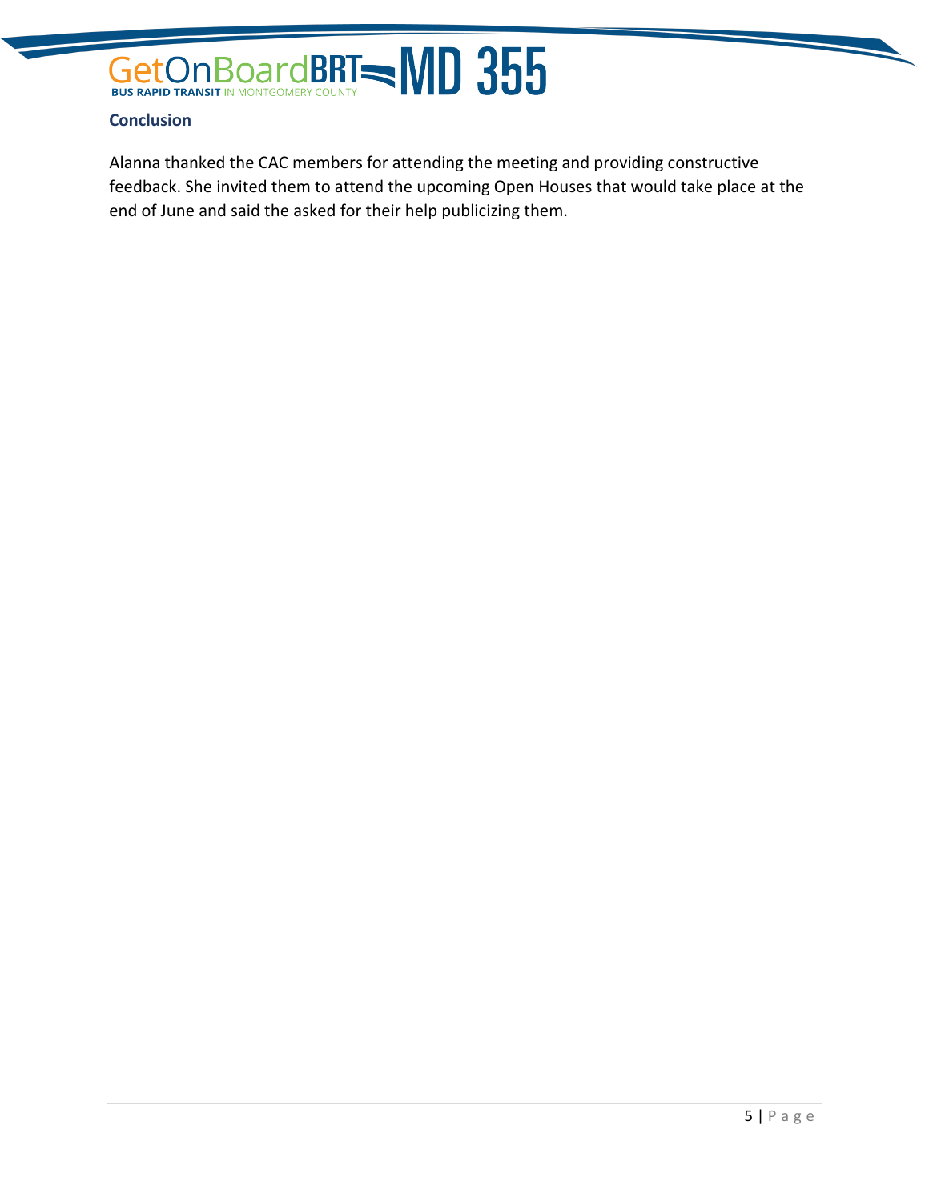**Conclusion**

Alanna thanked the CAC members for attending the meeting and providing constructive feedback. She invited them to attend the upcoming Open Houses that would take place at the end of June and said the asked for their help publicizing them.